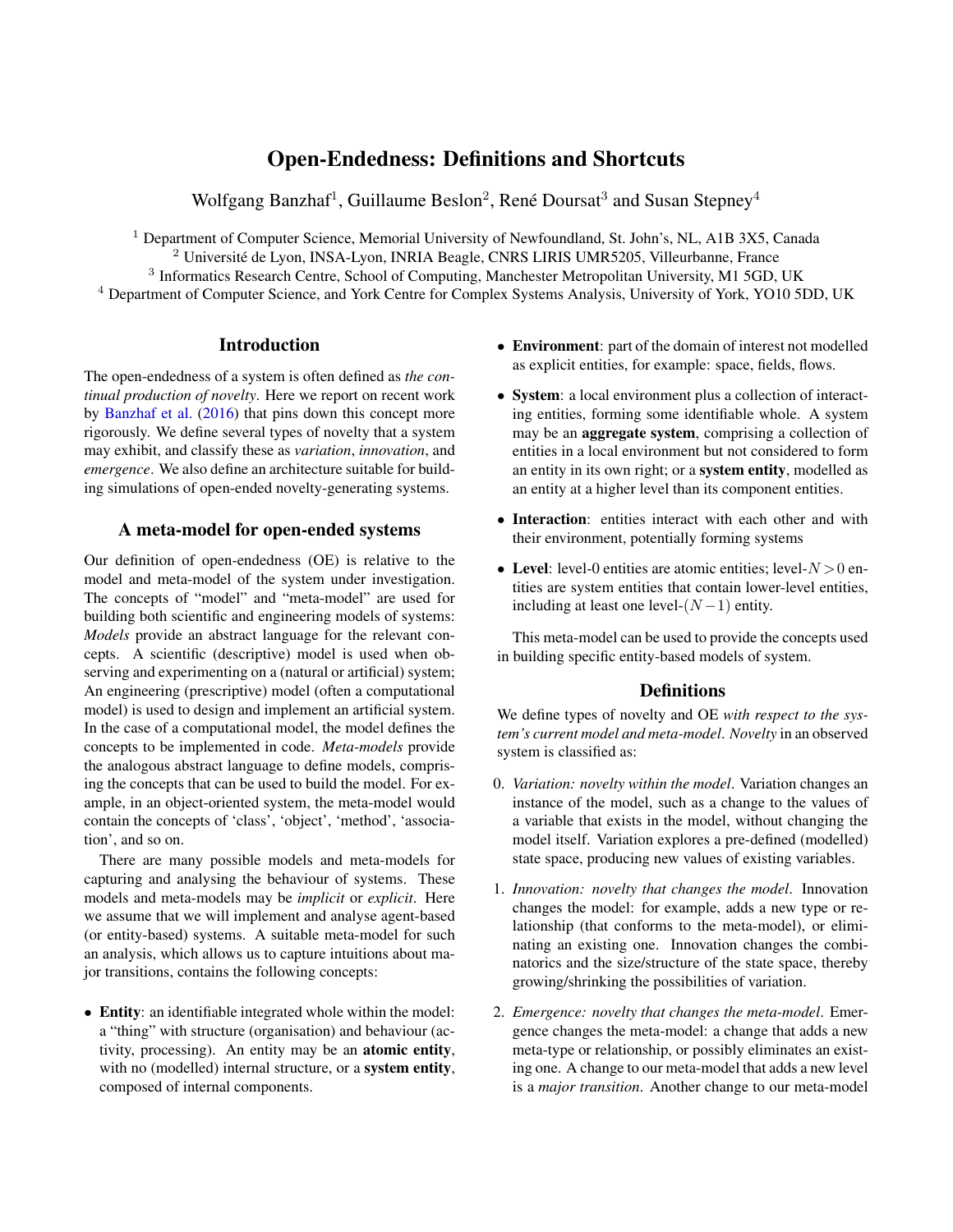# Open-Endedness: Definitions and Shortcuts

Wolfgang Banzhaf[1], Guillaume Beslon[2], René Doursat[3] and Susan Stepney[4]

[1] Department of Computer Science, Memorial University of Newfoundland, St. John's, NL, A1B 3X5, Canada
[2] Université de Lyon, INSA-Lyon, INRIA Beagle, CNRS LIRIS UMR5205, Villeurbanne, France
[3] Informatics Research Centre, School of Computing, Manchester Metropolitan University, M1 5GD, UK
[4] Department of Computer Science, and York Centre for Complex Systems Analysis, University of York, YO10 5DD, UK

## Introduction

The open-endedness of a system is often defined as *the continual production of novelty*. Here we report on recent work by Banzhaf et al. (2016) that pins down this concept more rigorously. We define several types of novelty that a system may exhibit, and classify these as *variation*, *innovation*, and *emergence*. We also define an architecture suitable for building simulations of open-ended novelty-generating systems.

## A meta-model for open-ended systems

Our definition of open-endedness (OE) is relative to the model and meta-model of the system under investigation. The concepts of "model" and "meta-model" are used for building both scientific and engineering models of systems: *Models* provide an abstract language for the relevant concepts. A scientific (descriptive) model is used when observing and experimenting on a (natural or artificial) system; An engineering (prescriptive) model (often a computational model) is used to design and implement an artificial system. In the case of a computational model, the model defines the concepts to be implemented in code. *Meta-models* provide the analogous abstract language to define models, comprising the concepts that can be used to build the model. For example, in an object-oriented system, the meta-model would contain the concepts of 'class', 'object', 'method', 'association', and so on.

There are many possible models and meta-models for capturing and analysing the behaviour of systems. These models and meta-models may be *implicit* or *explicit*. Here we assume that we will implement and analyse agent-based (or entity-based) systems. A suitable meta-model for such an analysis, which allows us to capture intuitions about major transitions, contains the following concepts:

- **Entity**: an identifiable integrated whole within the model: a "thing" with structure (organisation) and behaviour (activity, processing). An entity may be an **atomic entity**, with no (modelled) internal structure, or a **system entity**, composed of internal components.
- **Environment**: part of the domain of interest not modelled as explicit entities, for example: space, fields, flows.
- **System**: a local environment plus a collection of interacting entities, forming some identifiable whole. A system may be an **aggregate system**, comprising a collection of entities in a local environment but not considered to form an entity in its own right; or a **system entity**, modelled as an entity at a higher level than its component entities.
- **Interaction**: entities interact with each other and with their environment, potentially forming systems
- **Level**: level-0 entities are atomic entities; level-$N>0$ entities are system entities that contain lower-level entities, including at least one level-$(N-1)$ entity.

This meta-model can be used to provide the concepts used in building specific entity-based models of system.

## Definitions

We define types of novelty and OE *with respect to the system's current model and meta-model*. *Novelty* in an observed system is classified as:

0. *Variation: novelty within the model*. Variation changes an instance of the model, such as a change to the values of a variable that exists in the model, without changing the model itself. Variation explores a pre-defined (modelled) state space, producing new values of existing variables.
1. *Innovation: novelty that changes the model*. Innovation changes the model: for example, adds a new type or relationship (that conforms to the meta-model), or eliminating an existing one. Innovation changes the combinatorics and the size/structure of the state space, thereby growing/shrinking the possibilities of variation.
2. *Emergence: novelty that changes the meta-model*. Emergence changes the meta-model: a change that adds a new meta-type or relationship, or possibly eliminates an existing one. A change to our meta-model that adds a new level is a *major transition*. Another change to our meta-model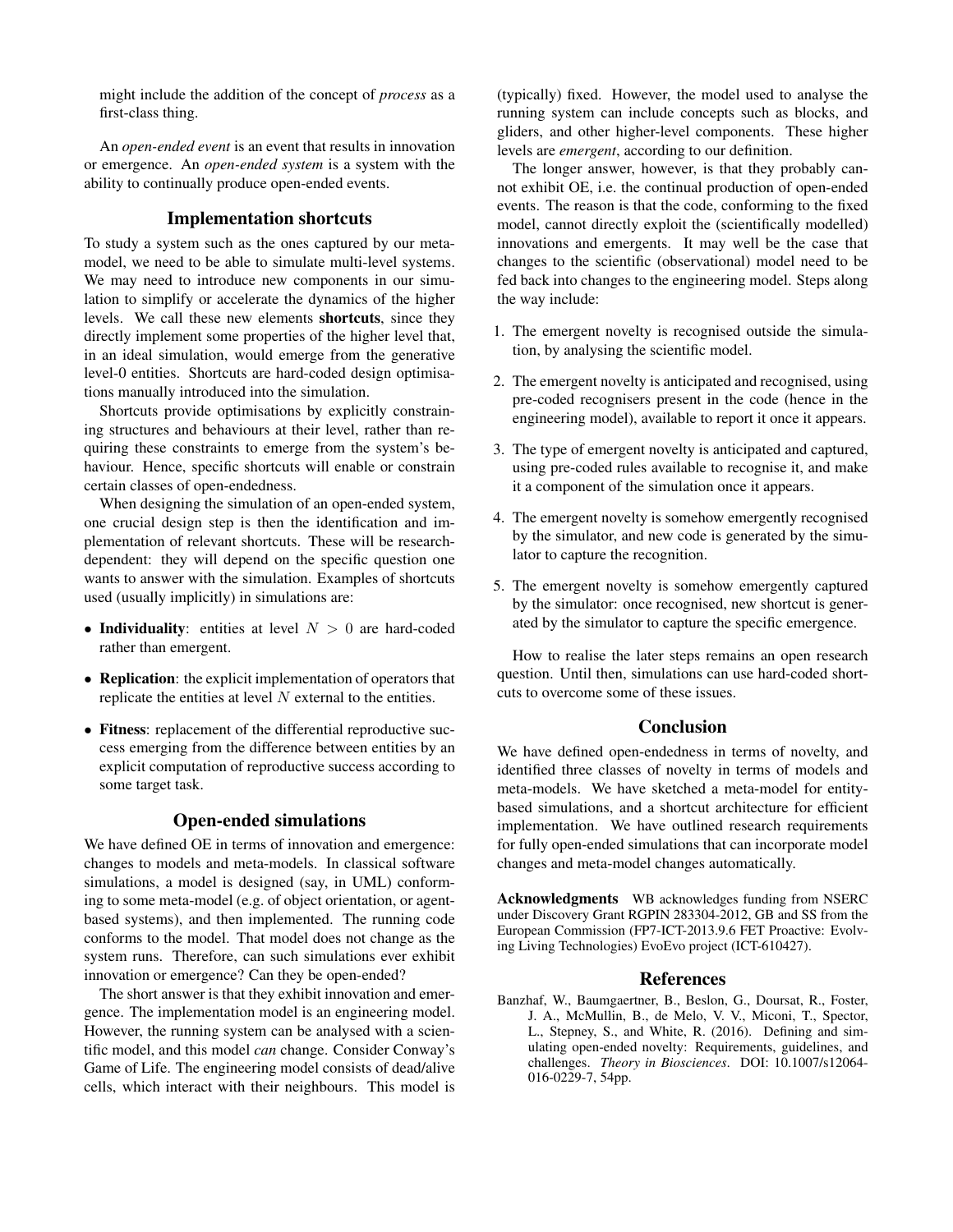might include the addition of the concept of *process* as a first-class thing.

An *open-ended event* is an event that results in innovation or emergence. An *open-ended system* is a system with the ability to continually produce open-ended events.

## Implementation shortcuts

To study a system such as the ones captured by our meta-model, we need to be able to simulate multi-level systems. We may need to introduce new components in our simulation to simplify or accelerate the dynamics of the higher levels. We call these new elements **shortcuts**, since they directly implement some properties of the higher level that, in an ideal simulation, would emerge from the generative level-0 entities. Shortcuts are hard-coded design optimisations manually introduced into the simulation.

Shortcuts provide optimisations by explicitly constraining structures and behaviours at their level, rather than requiring these constraints to emerge from the system's behaviour. Hence, specific shortcuts will enable or constrain certain classes of open-endedness.

When designing the simulation of an open-ended system, one crucial design step is then the identification and implementation of relevant shortcuts. These will be research-dependent: they will depend on the specific question one wants to answer with the simulation. Examples of shortcuts used (usually implicitly) in simulations are:

- **Individuality**: entities at level $N > 0$ are hard-coded rather than emergent.
- **Replication**: the explicit implementation of operators that replicate the entities at level $N$ external to the entities.
- **Fitness**: replacement of the differential reproductive success emerging from the difference between entities by an explicit computation of reproductive success according to some target task.

## Open-ended simulations

We have defined OE in terms of innovation and emergence: changes to models and meta-models. In classical software simulations, a model is designed (say, in UML) conforming to some meta-model (e.g. of object orientation, or agent-based systems), and then implemented. The running code conforms to the model. That model does not change as the system runs. Therefore, can such simulations ever exhibit innovation or emergence? Can they be open-ended?

The short answer is that they exhibit innovation and emergence. The implementation model is an engineering model. However, the running system can be analysed with a scientific model, and this model *can* change. Consider Conway's Game of Life. The engineering model consists of dead/alive cells, which interact with their neighbours. This model is (typically) fixed. However, the model used to analyse the running system can include concepts such as blocks, and gliders, and other higher-level components. These higher levels are *emergent*, according to our definition.

The longer answer, however, is that they probably cannot exhibit OE, i.e. the continual production of open-ended events. The reason is that the code, conforming to the fixed model, cannot directly exploit the (scientifically modelled) innovations and emergents. It may well be the case that changes to the scientific (observational) model need to be fed back into changes to the engineering model. Steps along the way include:

1. The emergent novelty is recognised outside the simulation, by analysing the scientific model.
2. The emergent novelty is anticipated and recognised, using pre-coded recognisers present in the code (hence in the engineering model), available to report it once it appears.
3. The type of emergent novelty is anticipated and captured, using pre-coded rules available to recognise it, and make it a component of the simulation once it appears.
4. The emergent novelty is somehow emergently recognised by the simulator, and new code is generated by the simulator to capture the recognition.
5. The emergent novelty is somehow emergently captured by the simulator: once recognised, new shortcut is generated by the simulator to capture the specific emergence.

How to realise the later steps remains an open research question. Until then, simulations can use hard-coded shortcuts to overcome some of these issues.

## Conclusion

We have defined open-endedness in terms of novelty, and identified three classes of novelty in terms of models and meta-models. We have sketched a meta-model for entity-based simulations, and a shortcut architecture for efficient implementation. We have outlined research requirements for fully open-ended simulations that can incorporate model changes and meta-model changes automatically.

**Acknowledgments** WB acknowledges funding from NSERC under Discovery Grant RGPIN 283304-2012, GB and SS from the European Commission (FP7-ICT-2013.9.6 FET Proactive: Evolving Living Technologies) EvoEvo project (ICT-610427).

## References

Banzhaf, W., Baumgaertner, B., Beslon, G., Doursat, R., Foster, J. A., McMullin, B., de Melo, V. V., Miconi, T., Spector, L., Stepney, S., and White, R. (2016). Defining and simulating open-ended novelty: Requirements, guidelines, and challenges. *Theory in Biosciences*. DOI: 10.1007/s12064-016-0229-7, 54pp.